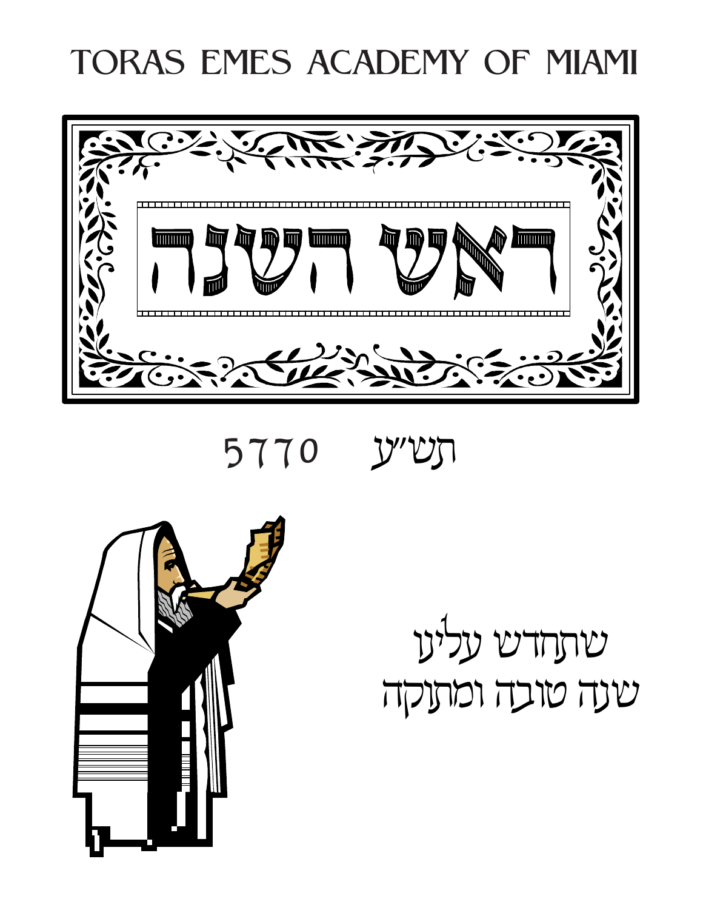# TORAS EMES ACADEMY OF MIAMI

# ראש השנה

5770 תש"ע

שתחדש עלינו
שנה טובה ומתוקה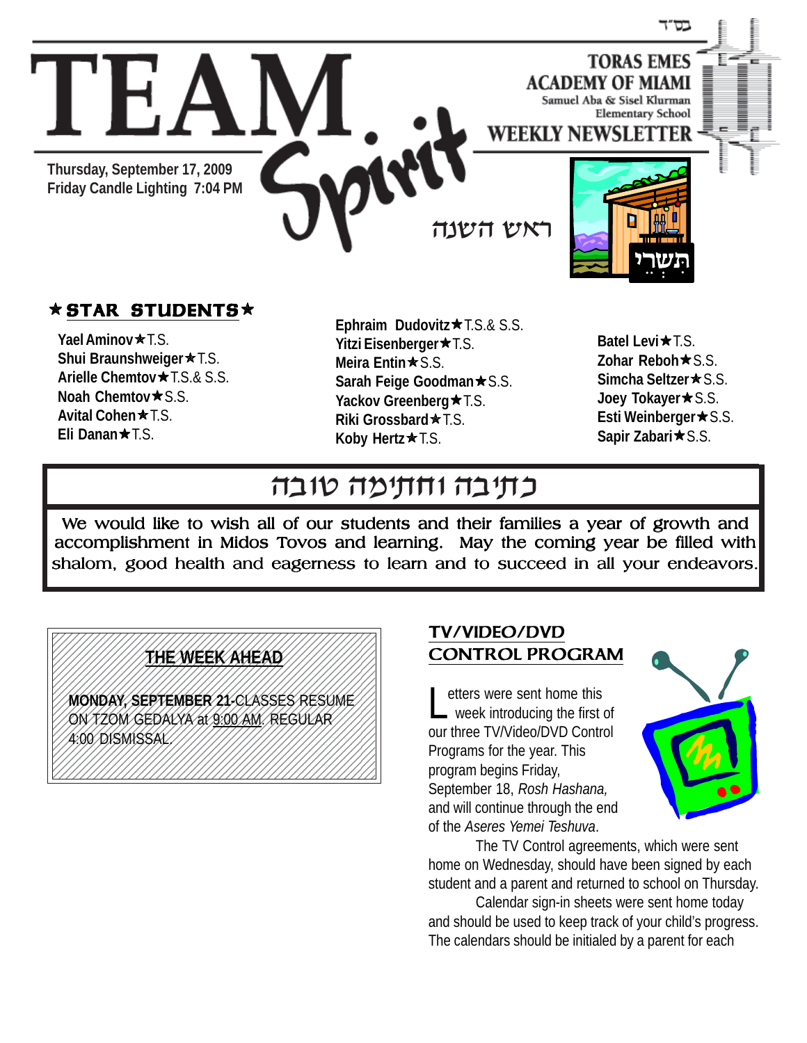בס"ד

# TEAM Spirit

**TORAS EMES ACADEMY OF MIAMI**
Samuel Aba & Sisel Klurman Elementary School
**WEEKLY NEWSLETTER**

**Thursday, September 17, 2009**
**Friday Candle Lighting 7:04 PM**

ראש השנה

תשרי

## ★ STAR STUDENTS ★

**Yael Aminov**★T.S.
**Shui Braunshweiger**★T.S.
**Arielle Chemtov**★T.S.& S.S.
**Noah Chemtov**★S.S.
**Avital Cohen**★T.S.
**Eli Danan**★T.S.
**Ephraim Dudovitz**★T.S.& S.S.
**Yitzi Eisenberger**★T.S.
**Meira Entin**★S.S.
**Sarah Feige Goodman**★S.S.
**Yackov Greenberg**★T.S.
**Riki Grossbard**★T.S.
**Koby Hertz**★T.S.
**Batel Levi**★T.S.
**Zohar Reboh**★S.S.
**Simcha Seltzer**★S.S.
**Joey Tokayer**★S.S.
**Esti Weinberger**★S.S.
**Sapir Zabari**★S.S.

## כתיבה וחתימה טובה

We would like to wish all of our students and their families a year of growth and accomplishment in Midos Tovos and learning. May the coming year be filled with shalom, good health and eagerness to learn and to succeed in all your endeavors.

### THE WEEK AHEAD

**MONDAY, SEPTEMBER 21**-CLASSES RESUME ON TZOM GEDALYA at 9:00 AM. REGULAR 4:00 DISMISSAL.

### TV/VIDEO/DVD CONTROL PROGRAM

Letters were sent home this week introducing the first of our three TV/Video/DVD Control Programs for the year. This program begins Friday, September 18, *Rosh Hashana,* and will continue through the end of the *Aseres Yemei Teshuva*.

The TV Control agreements, which were sent home on Wednesday, should have been signed by each student and a parent and returned to school on Thursday.

Calendar sign-in sheets were sent home today and should be used to keep track of your child's progress. The calendars should be initialed by a parent for each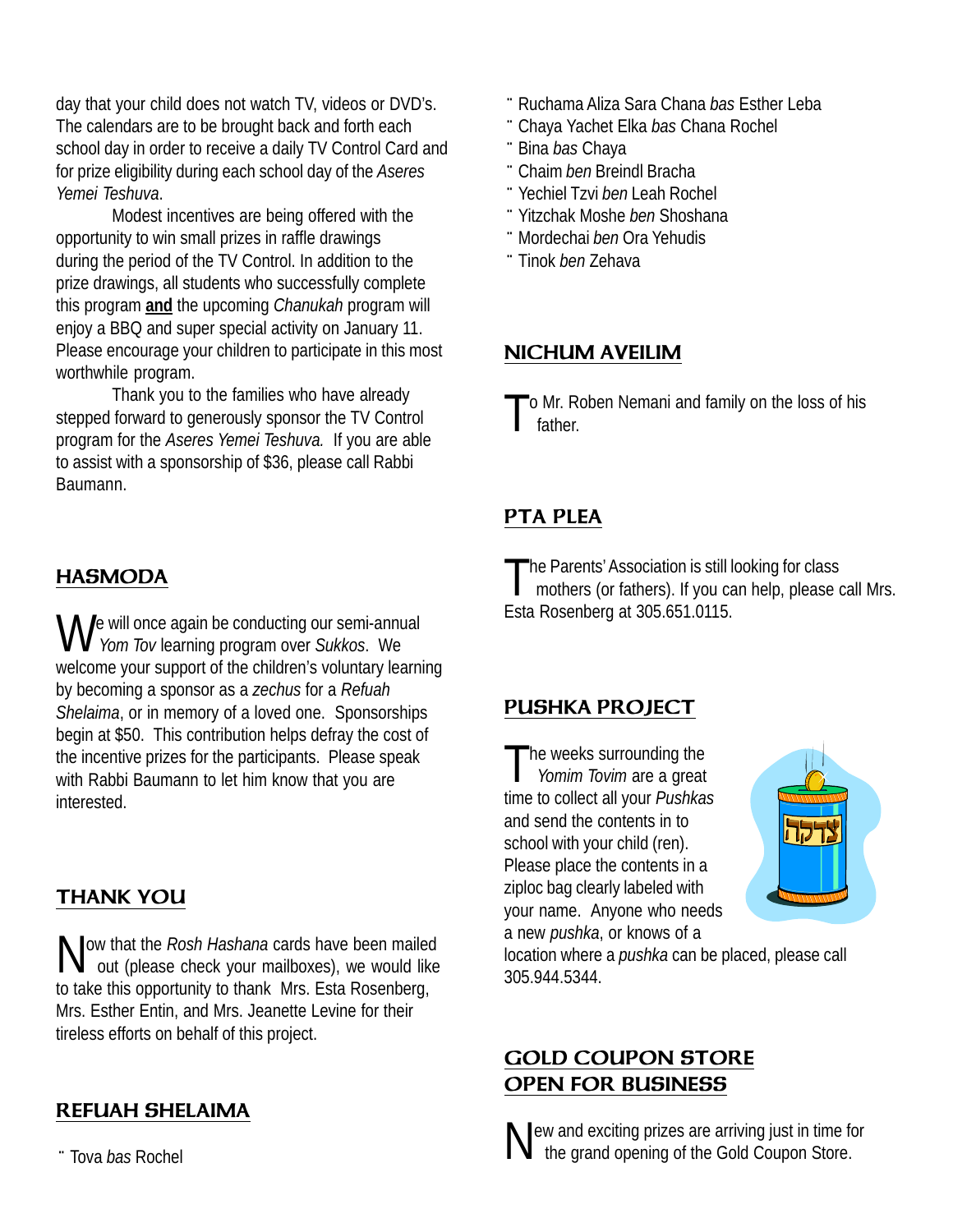day that your child does not watch TV, videos or DVD's. The calendars are to be brought back and forth each school day in order to receive a daily TV Control Card and for prize eligibility during each school day of the *Aseres Yemei Teshuva*.

Modest incentives are being offered with the opportunity to win small prizes in raffle drawings during the period of the TV Control. In addition to the prize drawings, all students who successfully complete this program **and** the upcoming *Chanukah* program will enjoy a BBQ and super special activity on January 11. Please encourage your children to participate in this most worthwhile program.

Thank you to the families who have already stepped forward to generously sponsor the TV Control program for the *Aseres Yemei Teshuva.* If you are able to assist with a sponsorship of $36, please call Rabbi Baumann.

## HASMODA

We will once again be conducting our semi-annual *Yom Tov* learning program over *Sukkos*. We welcome your support of the children's voluntary learning by becoming a sponsor as a *zechus* for a *Refuah Shelaima*, or in memory of a loved one. Sponsorships begin at $50. This contribution helps defray the cost of the incentive prizes for the participants. Please speak with Rabbi Baumann to let him know that you are interested.

## THANK YOU

Now that the *Rosh Hashana* cards have been mailed out (please check your mailboxes), we would like to take this opportunity to thank Mrs. Esta Rosenberg, Mrs. Esther Entin, and Mrs. Jeanette Levine for their tireless efforts on behalf of this project.

## REFUAH SHELAIMA

- Tova *bas* Rochel
- Ruchama Aliza Sara Chana *bas* Esther Leba
- Chaya Yachet Elka *bas* Chana Rochel
- Bina *bas* Chaya
- Chaim *ben* Breindl Bracha
- Yechiel Tzvi *ben* Leah Rochel
- Yitzchak Moshe *ben* Shoshana
- Mordechai *ben* Ora Yehudis
- Tinok *ben* Zehava

## NICHUM AVEILIM

To Mr. Roben Nemani and family on the loss of his father.

## PTA PLEA

The Parents' Association is still looking for class mothers (or fathers). If you can help, please call Mrs. Esta Rosenberg at 305.651.0115.

## PUSHKA PROJECT

The weeks surrounding the *Yomim Tovim* are a great time to collect all your *Pushkas* and send the contents in to school with your child (ren). Please place the contents in a ziploc bag clearly labeled with your name. Anyone who needs a new *pushka*, or knows of a location where a *pushka* can be placed, please call 305.944.5344.

## GOLD COUPON STORE OPEN FOR BUSINESS

New and exciting prizes are arriving just in time for the grand opening of the Gold Coupon Store.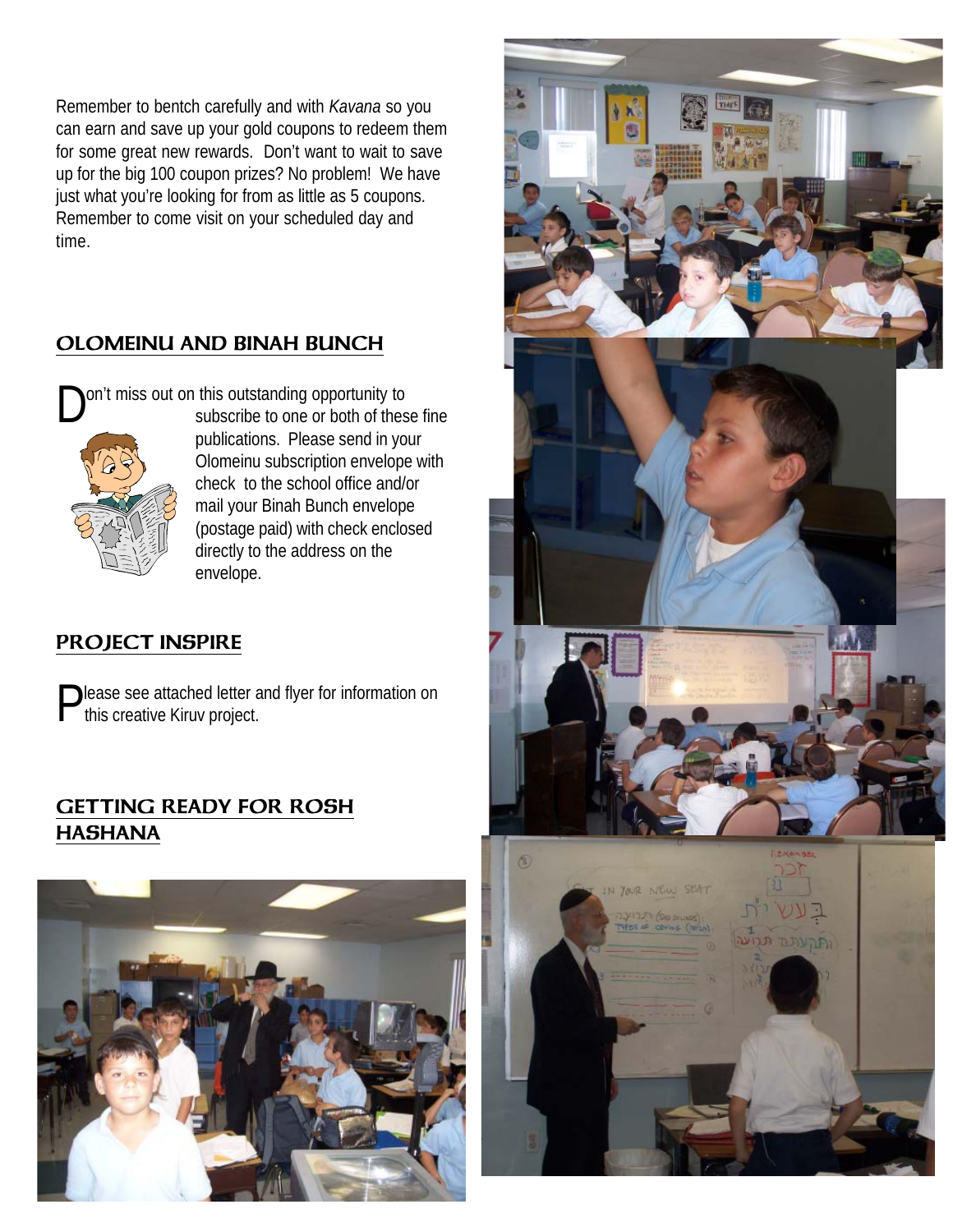Remember to bentch carefully and with *Kavana* so you can earn and save up your gold coupons to redeem them for some great new rewards. Don't want to wait to save up for the big 100 coupon prizes? No problem! We have just what you're looking for from as little as 5 coupons. Remember to come visit on your scheduled day and time.

## OLOMEINU AND BINAH BUNCH

Don't miss out on this outstanding opportunity to subscribe to one or both of these fine publications. Please send in your Olomeinu subscription envelope with check to the school office and/or mail your Binah Bunch envelope (postage paid) with check enclosed directly to the address on the envelope.

## PROJECT INSPIRE

Please see attached letter and flyer for information on this creative Kiruv project.

## GETTING READY FOR ROSH HASHANA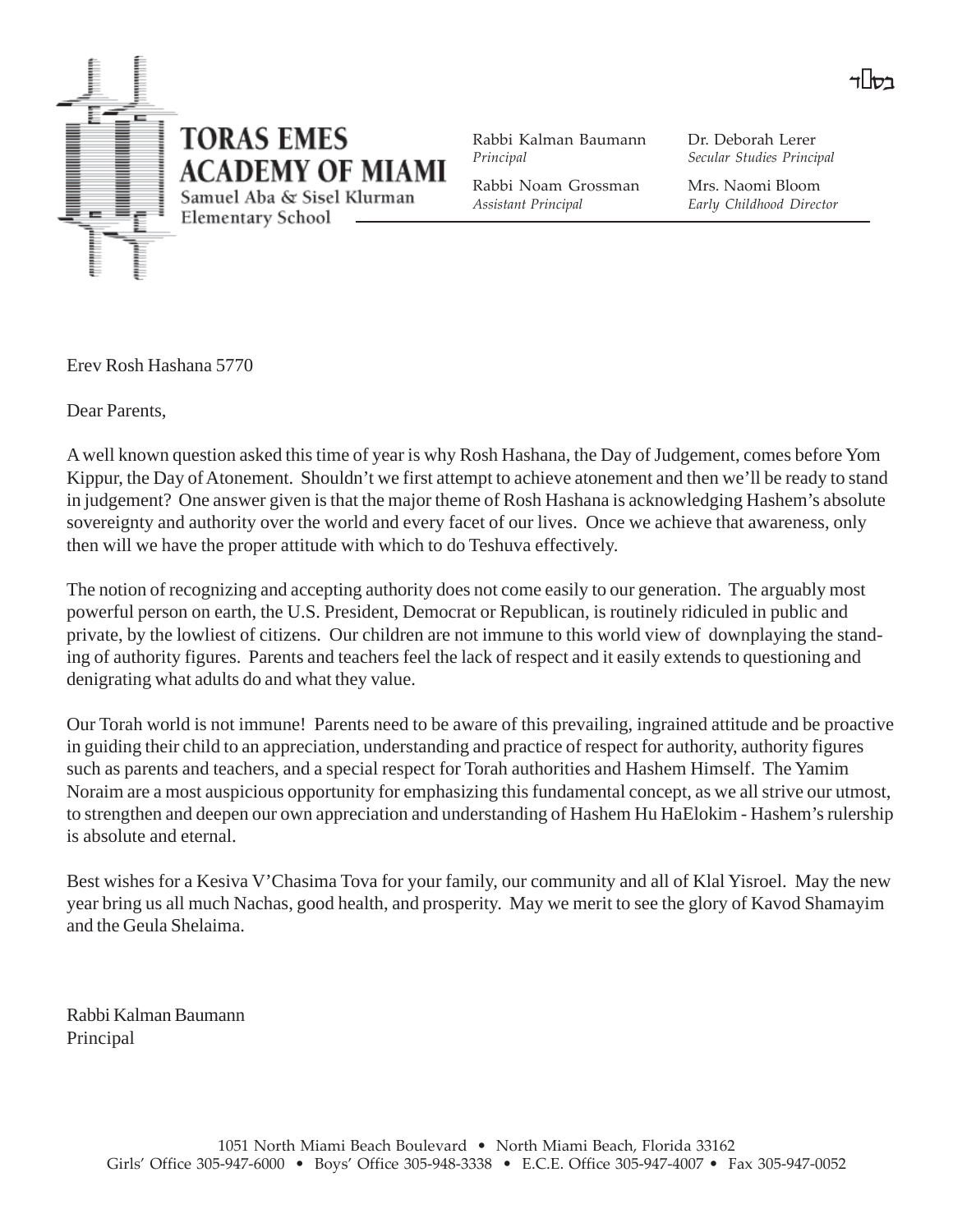בס"ד

# TORAS EMES ACADEMY OF MIAMI

Samuel Aba & Sisel Klurman Elementary School

Rabbi Kalman Baumann
*Principal*

Rabbi Noam Grossman
*Assistant Principal*

Dr. Deborah Lerer
*Secular Studies Principal*

Mrs. Naomi Bloom
*Early Childhood Director*

Erev Rosh Hashana 5770

Dear Parents,

A well known question asked this time of year is why Rosh Hashana, the Day of Judgement, comes before Yom Kippur, the Day of Atonement. Shouldn't we first attempt to achieve atonement and then we'll be ready to stand in judgement? One answer given is that the major theme of Rosh Hashana is acknowledging Hashem's absolute sovereignty and authority over the world and every facet of our lives. Once we achieve that awareness, only then will we have the proper attitude with which to do Teshuva effectively.

The notion of recognizing and accepting authority does not come easily to our generation. The arguably most powerful person on earth, the U.S. President, Democrat or Republican, is routinely ridiculed in public and private, by the lowliest of citizens. Our children are not immune to this world view of downplaying the standing of authority figures. Parents and teachers feel the lack of respect and it easily extends to questioning and denigrating what adults do and what they value.

Our Torah world is not immune! Parents need to be aware of this prevailing, ingrained attitude and be proactive in guiding their child to an appreciation, understanding and practice of respect for authority, authority figures such as parents and teachers, and a special respect for Torah authorities and Hashem Himself. The Yamim Noraim are a most auspicious opportunity for emphasizing this fundamental concept, as we all strive our utmost, to strengthen and deepen our own appreciation and understanding of Hashem Hu HaElokim - Hashem's rulership is absolute and eternal.

Best wishes for a Kesiva V'Chasima Tova for your family, our community and all of Klal Yisroel. May the new year bring us all much Nachas, good health, and prosperity. May we merit to see the glory of Kavod Shamayim and the Geula Shelaima.

Rabbi Kalman Baumann
Principal

1051 North Miami Beach Boulevard • North Miami Beach, Florida 33162
Girls' Office 305-947-6000 • Boys' Office 305-948-3338 • E.C.E. Office 305-947-4007 • Fax 305-947-0052